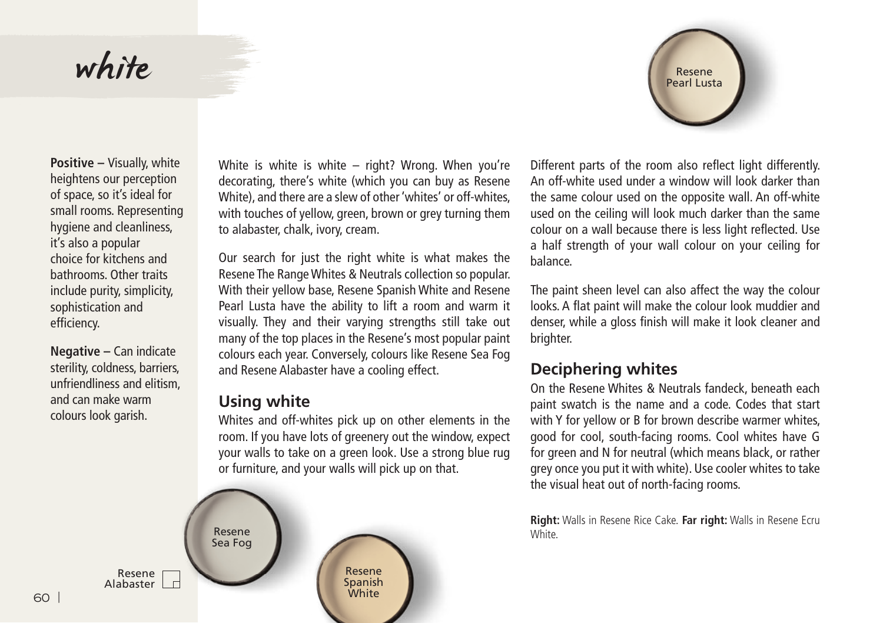# white

**Positive –** Visually, white heightens our perception of space, so it's ideal for small rooms. Representing hygiene and cleanliness, it's also a popular choice for kitchens and bathrooms. Other traits include purity, simplicity, sophistication and efficiency.

**Negative –** Can indicate sterility, coldness, barriers, unfriendliness and elitism, and can make warm colours look garish.

White is white is white – right? Wrong. When you're decorating, there's white (which you can buy as Resene White), and there are a slew of other 'whites' or off-whites, with touches of yellow, green, brown or grey turning them to alabaster, chalk, ivory, cream.

Our search for just the right white is what makes the Resene The Range Whites & Neutrals collection so popular. With their yellow base, Resene Spanish White and Resene Pearl Lusta have the ability to lift a room and warm it visually. They and their varying strengths still take out many of the top places in the Resene's most popular paint colours each year. Conversely, colours like Resene Sea Fog and Resene Alabaster have a cooling effect.

## Using white

Whites and off-whites pick up on other elements in the room. If you have lots of greenery out the window, expect your walls to take on a green look. Use a strong blue rug or furniture, and your walls will pick up on that.

Different parts of the room also reflect light differently. An off-white used under a window will look darker than the same colour used on the opposite wall. An off-white used on the ceiling will look much darker than the same colour on a wall because there is less light reflected. Use a half strength of your wall colour on your ceiling for balance.

The paint sheen level can also affect the way the colour looks. A flat paint will make the colour look muddier and denser, while a gloss finish will make it look cleaner and brighter.

## Deciphering whites

On the Resene Whites & Neutrals fandeck, beneath each paint swatch is the name and a code. Codes that start with Y for yellow or B for brown describe warmer whites, good for cool, south-facing rooms. Cool whites have G for green and N for neutral (which means black, or rather grey once you put it with white). Use cooler whites to take the visual heat out of north-facing rooms.

**Right:** Walls in Resene Rice Cake. **Far right:** Walls in Resene Ecru White.

Resene Pearl Lusta

Resene Sea Fog

Resene Spanish White

Resene Alabaster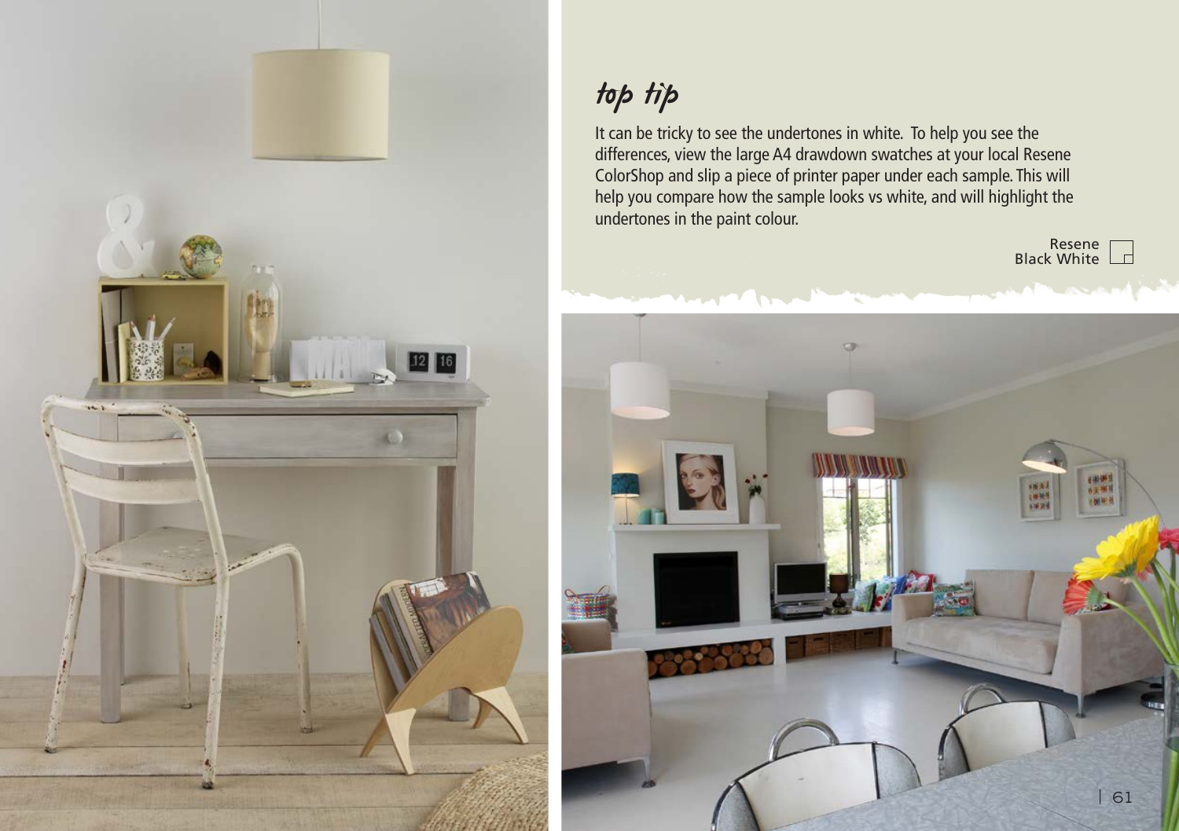## *top tip*

It can be tricky to see the undertones in white. To help you see the differences, view the large A4 drawdown swatches at your local Resene ColorShop and slip a piece of printer paper under each sample. This will help you compare how the sample looks vs white, and will highlight the undertones in the paint colour.

Resene Black White